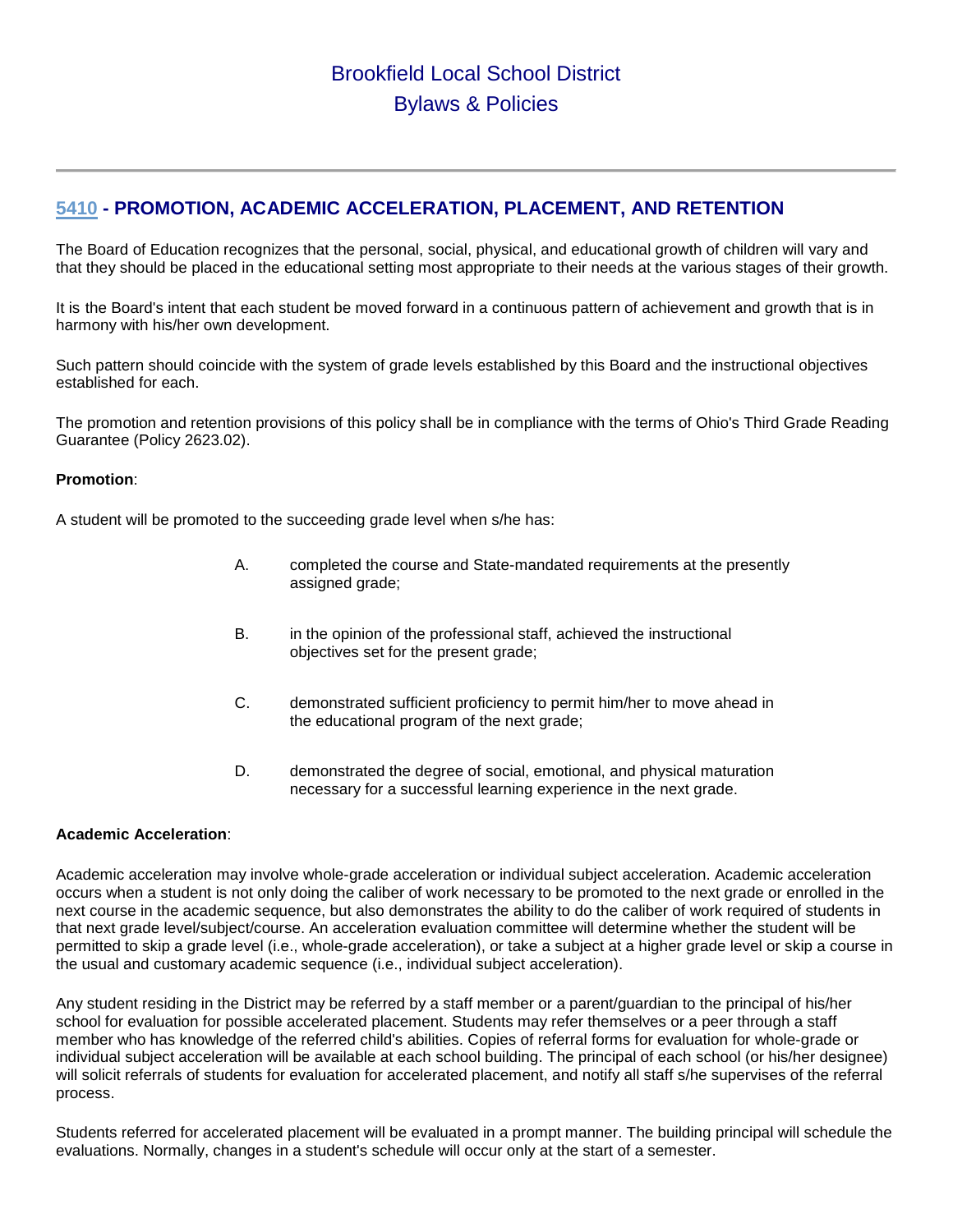# Brookfield Local School District
# Bylaws & Policies

## 5410 - PROMOTION, ACADEMIC ACCELERATION, PLACEMENT, AND RETENTION

The Board of Education recognizes that the personal, social, physical, and educational growth of children will vary and that they should be placed in the educational setting most appropriate to their needs at the various stages of their growth.

It is the Board's intent that each student be moved forward in a continuous pattern of achievement and growth that is in harmony with his/her own development.

Such pattern should coincide with the system of grade levels established by this Board and the instructional objectives established for each.

The promotion and retention provisions of this policy shall be in compliance with the terms of Ohio's Third Grade Reading Guarantee (Policy 2623.02).

**Promotion**:

A student will be promoted to the succeeding grade level when s/he has:

A. completed the course and State-mandated requirements at the presently assigned grade;

B. in the opinion of the professional staff, achieved the instructional objectives set for the present grade;

C. demonstrated sufficient proficiency to permit him/her to move ahead in the educational program of the next grade;

D. demonstrated the degree of social, emotional, and physical maturation necessary for a successful learning experience in the next grade.

**Academic Acceleration**:

Academic acceleration may involve whole-grade acceleration or individual subject acceleration. Academic acceleration occurs when a student is not only doing the caliber of work necessary to be promoted to the next grade or enrolled in the next course in the academic sequence, but also demonstrates the ability to do the caliber of work required of students in that next grade level/subject/course. An acceleration evaluation committee will determine whether the student will be permitted to skip a grade level (i.e., whole-grade acceleration), or take a subject at a higher grade level or skip a course in the usual and customary academic sequence (i.e., individual subject acceleration).

Any student residing in the District may be referred by a staff member or a parent/guardian to the principal of his/her school for evaluation for possible accelerated placement. Students may refer themselves or a peer through a staff member who has knowledge of the referred child's abilities. Copies of referral forms for evaluation for whole-grade or individual subject acceleration will be available at each school building. The principal of each school (or his/her designee) will solicit referrals of students for evaluation for accelerated placement, and notify all staff s/he supervises of the referral process.

Students referred for accelerated placement will be evaluated in a prompt manner. The building principal will schedule the evaluations. Normally, changes in a student's schedule will occur only at the start of a semester.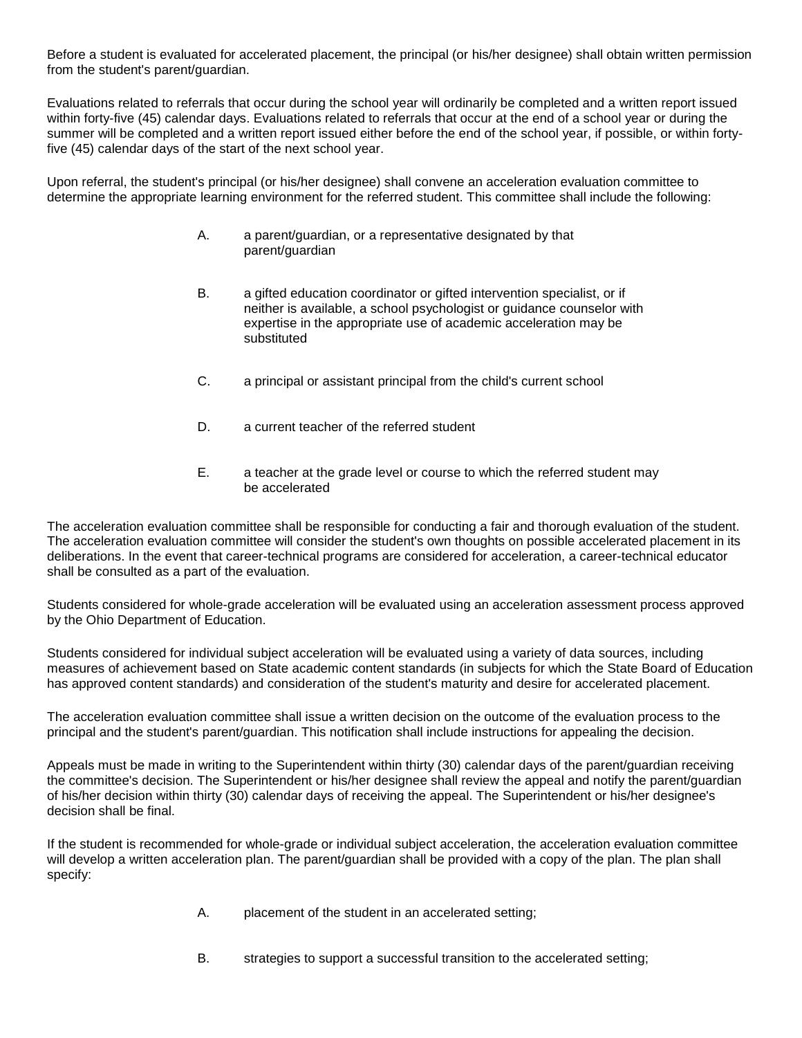Before a student is evaluated for accelerated placement, the principal (or his/her designee) shall obtain written permission from the student's parent/guardian.

Evaluations related to referrals that occur during the school year will ordinarily be completed and a written report issued within forty-five (45) calendar days. Evaluations related to referrals that occur at the end of a school year or during the summer will be completed and a written report issued either before the end of the school year, if possible, or within forty-five (45) calendar days of the start of the next school year.

Upon referral, the student's principal (or his/her designee) shall convene an acceleration evaluation committee to determine the appropriate learning environment for the referred student. This committee shall include the following:

A. a parent/guardian, or a representative designated by that parent/guardian

B. a gifted education coordinator or gifted intervention specialist, or if neither is available, a school psychologist or guidance counselor with expertise in the appropriate use of academic acceleration may be substituted

C. a principal or assistant principal from the child's current school

D. a current teacher of the referred student

E. a teacher at the grade level or course to which the referred student may be accelerated

The acceleration evaluation committee shall be responsible for conducting a fair and thorough evaluation of the student. The acceleration evaluation committee will consider the student's own thoughts on possible accelerated placement in its deliberations. In the event that career-technical programs are considered for acceleration, a career-technical educator shall be consulted as a part of the evaluation.

Students considered for whole-grade acceleration will be evaluated using an acceleration assessment process approved by the Ohio Department of Education.

Students considered for individual subject acceleration will be evaluated using a variety of data sources, including measures of achievement based on State academic content standards (in subjects for which the State Board of Education has approved content standards) and consideration of the student's maturity and desire for accelerated placement.

The acceleration evaluation committee shall issue a written decision on the outcome of the evaluation process to the principal and the student's parent/guardian. This notification shall include instructions for appealing the decision.

Appeals must be made in writing to the Superintendent within thirty (30) calendar days of the parent/guardian receiving the committee's decision. The Superintendent or his/her designee shall review the appeal and notify the parent/guardian of his/her decision within thirty (30) calendar days of receiving the appeal. The Superintendent or his/her designee's decision shall be final.

If the student is recommended for whole-grade or individual subject acceleration, the acceleration evaluation committee will develop a written acceleration plan. The parent/guardian shall be provided with a copy of the plan. The plan shall specify:

A. placement of the student in an accelerated setting;

B. strategies to support a successful transition to the accelerated setting;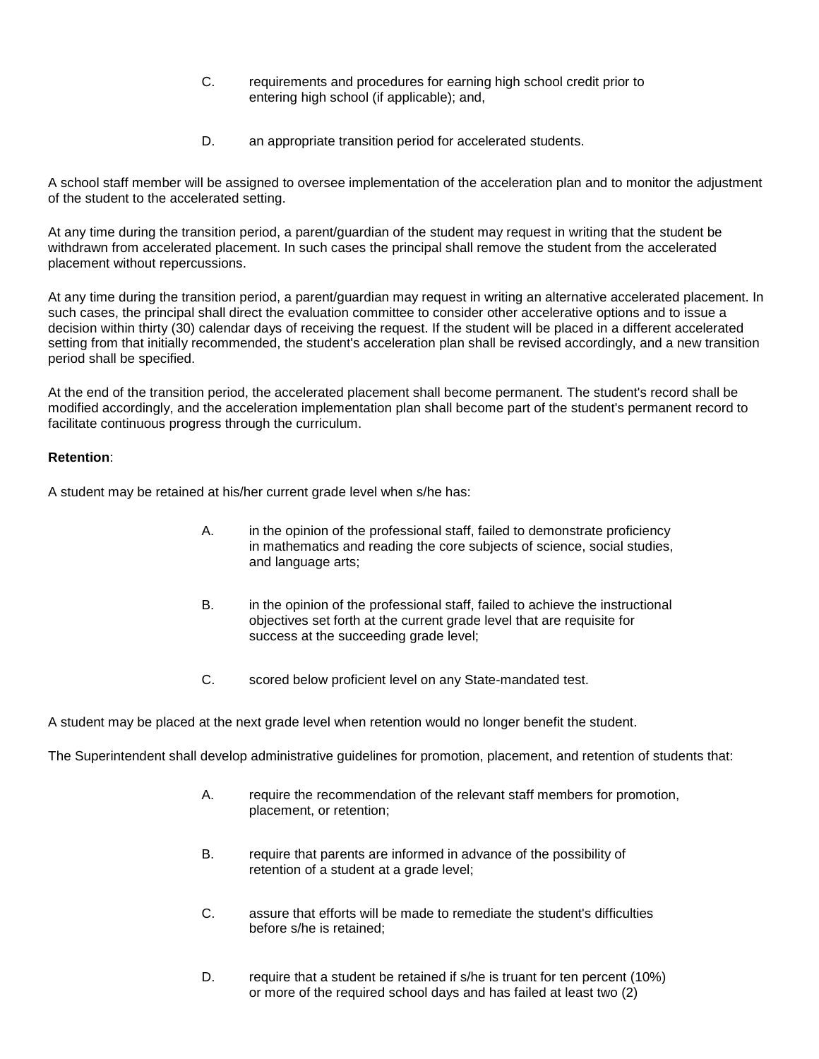C. requirements and procedures for earning high school credit prior to entering high school (if applicable); and,

D. an appropriate transition period for accelerated students.

A school staff member will be assigned to oversee implementation of the acceleration plan and to monitor the adjustment of the student to the accelerated setting.

At any time during the transition period, a parent/guardian of the student may request in writing that the student be withdrawn from accelerated placement. In such cases the principal shall remove the student from the accelerated placement without repercussions.

At any time during the transition period, a parent/guardian may request in writing an alternative accelerated placement. In such cases, the principal shall direct the evaluation committee to consider other accelerative options and to issue a decision within thirty (30) calendar days of receiving the request. If the student will be placed in a different accelerated setting from that initially recommended, the student's acceleration plan shall be revised accordingly, and a new transition period shall be specified.

At the end of the transition period, the accelerated placement shall become permanent. The student's record shall be modified accordingly, and the acceleration implementation plan shall become part of the student's permanent record to facilitate continuous progress through the curriculum.

**Retention**:

A student may be retained at his/her current grade level when s/he has:

A. in the opinion of the professional staff, failed to demonstrate proficiency in mathematics and reading the core subjects of science, social studies, and language arts;

B. in the opinion of the professional staff, failed to achieve the instructional objectives set forth at the current grade level that are requisite for success at the succeeding grade level;

C. scored below proficient level on any State-mandated test.

A student may be placed at the next grade level when retention would no longer benefit the student.

The Superintendent shall develop administrative guidelines for promotion, placement, and retention of students that:

A. require the recommendation of the relevant staff members for promotion, placement, or retention;

B. require that parents are informed in advance of the possibility of retention of a student at a grade level;

C. assure that efforts will be made to remediate the student's difficulties before s/he is retained;

D. require that a student be retained if s/he is truant for ten percent (10%) or more of the required school days and has failed at least two (2)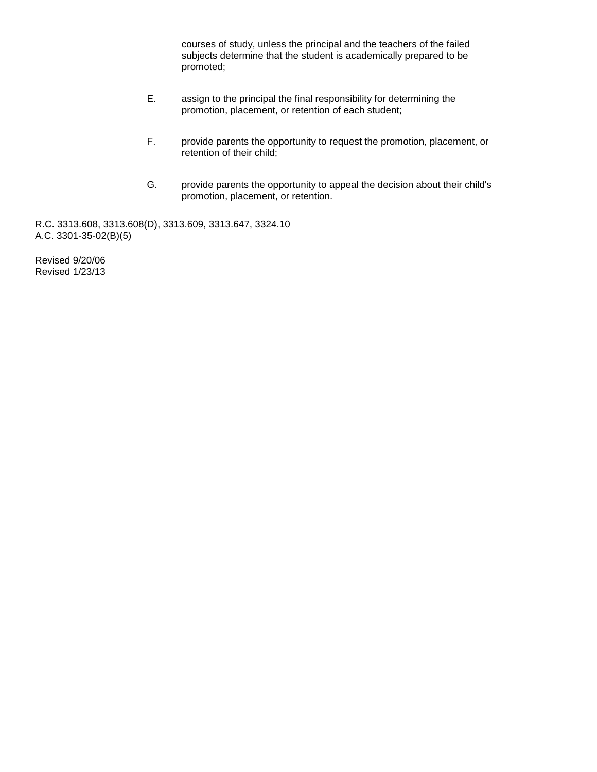courses of study, unless the principal and the teachers of the failed subjects determine that the student is academically prepared to be promoted;

E. assign to the principal the final responsibility for determining the promotion, placement, or retention of each student;

F. provide parents the opportunity to request the promotion, placement, or retention of their child;

G. provide parents the opportunity to appeal the decision about their child's promotion, placement, or retention.

R.C. 3313.608, 3313.608(D), 3313.609, 3313.647, 3324.10
A.C. 3301-35-02(B)(5)

Revised 9/20/06
Revised 1/23/13